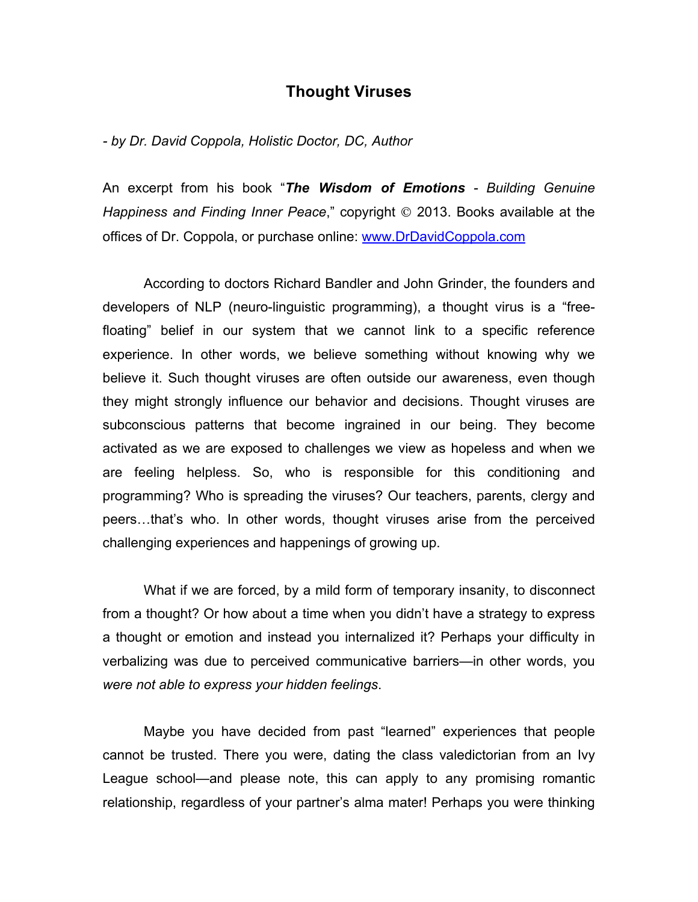## Thought Viruses

*- by Dr. David Coppola, Holistic Doctor, DC, Author*

An excerpt from his book "***The Wisdom of Emotions*** *- Building Genuine Happiness and Finding Inner Peace*," copyright © 2013. Books available at the offices of Dr. Coppola, or purchase online: [www.DrDavidCoppola.com](http://www.DrDavidCoppola.com)

According to doctors Richard Bandler and John Grinder, the founders and developers of NLP (neuro-linguistic programming), a thought virus is a "free-floating" belief in our system that we cannot link to a specific reference experience. In other words, we believe something without knowing why we believe it. Such thought viruses are often outside our awareness, even though they might strongly influence our behavior and decisions. Thought viruses are subconscious patterns that become ingrained in our being. They become activated as we are exposed to challenges we view as hopeless and when we are feeling helpless. So, who is responsible for this conditioning and programming? Who is spreading the viruses? Our teachers, parents, clergy and peers…that's who. In other words, thought viruses arise from the perceived challenging experiences and happenings of growing up.

What if we are forced, by a mild form of temporary insanity, to disconnect from a thought? Or how about a time when you didn't have a strategy to express a thought or emotion and instead you internalized it? Perhaps your difficulty in verbalizing was due to perceived communicative barriers—in other words, you *were not able to express your hidden feelings*.

Maybe you have decided from past "learned" experiences that people cannot be trusted. There you were, dating the class valedictorian from an Ivy League school—and please note, this can apply to any promising romantic relationship, regardless of your partner's alma mater! Perhaps you were thinking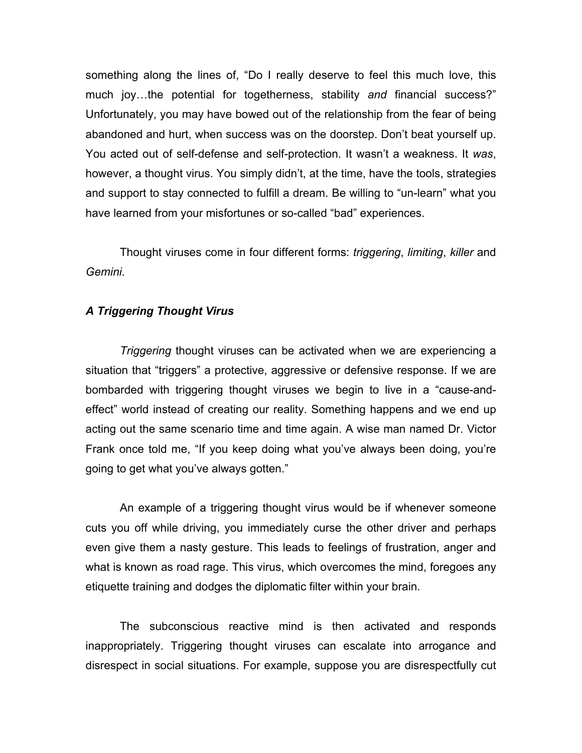something along the lines of, "Do I really deserve to feel this much love, this much joy…the potential for togetherness, stability *and* financial success?" Unfortunately, you may have bowed out of the relationship from the fear of being abandoned and hurt, when success was on the doorstep. Don't beat yourself up. You acted out of self-defense and self-protection. It wasn't a weakness. It *was*, however, a thought virus. You simply didn't, at the time, have the tools, strategies and support to stay connected to fulfill a dream. Be willing to "un-learn" what you have learned from your misfortunes or so-called "bad" experiences.

Thought viruses come in four different forms: *triggering*, *limiting*, *killer* and *Gemini*.

### *A Triggering Thought Virus*

*Triggering* thought viruses can be activated when we are experiencing a situation that "triggers" a protective, aggressive or defensive response. If we are bombarded with triggering thought viruses we begin to live in a "cause-and-effect" world instead of creating our reality. Something happens and we end up acting out the same scenario time and time again. A wise man named Dr. Victor Frank once told me, "If you keep doing what you've always been doing, you're going to get what you've always gotten."

An example of a triggering thought virus would be if whenever someone cuts you off while driving, you immediately curse the other driver and perhaps even give them a nasty gesture. This leads to feelings of frustration, anger and what is known as road rage. This virus, which overcomes the mind, foregoes any etiquette training and dodges the diplomatic filter within your brain.

The subconscious reactive mind is then activated and responds inappropriately. Triggering thought viruses can escalate into arrogance and disrespect in social situations. For example, suppose you are disrespectfully cut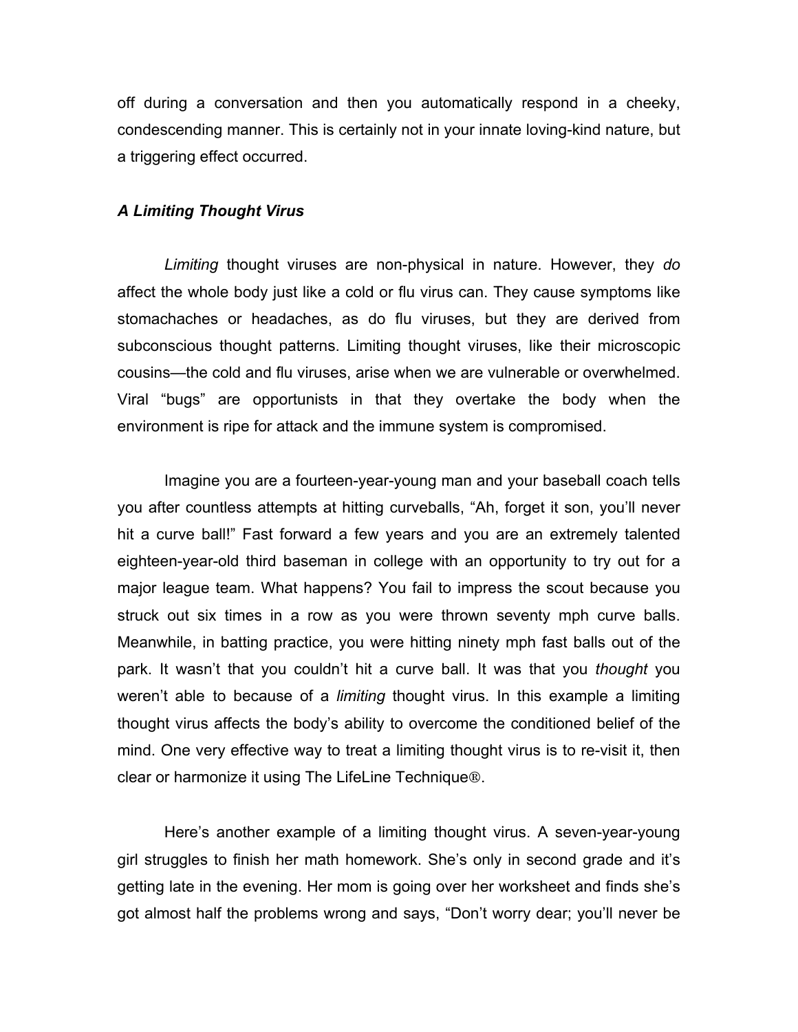off during a conversation and then you automatically respond in a cheeky, condescending manner. This is certainly not in your innate loving-kind nature, but a triggering effect occurred.

### *A Limiting Thought Virus*

*Limiting* thought viruses are non-physical in nature. However, they *do* affect the whole body just like a cold or flu virus can. They cause symptoms like stomachaches or headaches, as do flu viruses, but they are derived from subconscious thought patterns. Limiting thought viruses, like their microscopic cousins—the cold and flu viruses, arise when we are vulnerable or overwhelmed. Viral "bugs" are opportunists in that they overtake the body when the environment is ripe for attack and the immune system is compromised.

Imagine you are a fourteen-year-young man and your baseball coach tells you after countless attempts at hitting curveballs, "Ah, forget it son, you'll never hit a curve ball!" Fast forward a few years and you are an extremely talented eighteen-year-old third baseman in college with an opportunity to try out for a major league team. What happens? You fail to impress the scout because you struck out six times in a row as you were thrown seventy mph curve balls. Meanwhile, in batting practice, you were hitting ninety mph fast balls out of the park. It wasn't that you couldn't hit a curve ball. It was that you *thought* you weren't able to because of a *limiting* thought virus. In this example a limiting thought virus affects the body's ability to overcome the conditioned belief of the mind. One very effective way to treat a limiting thought virus is to re-visit it, then clear or harmonize it using The LifeLine Technique®.

Here's another example of a limiting thought virus. A seven-year-young girl struggles to finish her math homework. She's only in second grade and it's getting late in the evening. Her mom is going over her worksheet and finds she's got almost half the problems wrong and says, "Don't worry dear; you'll never be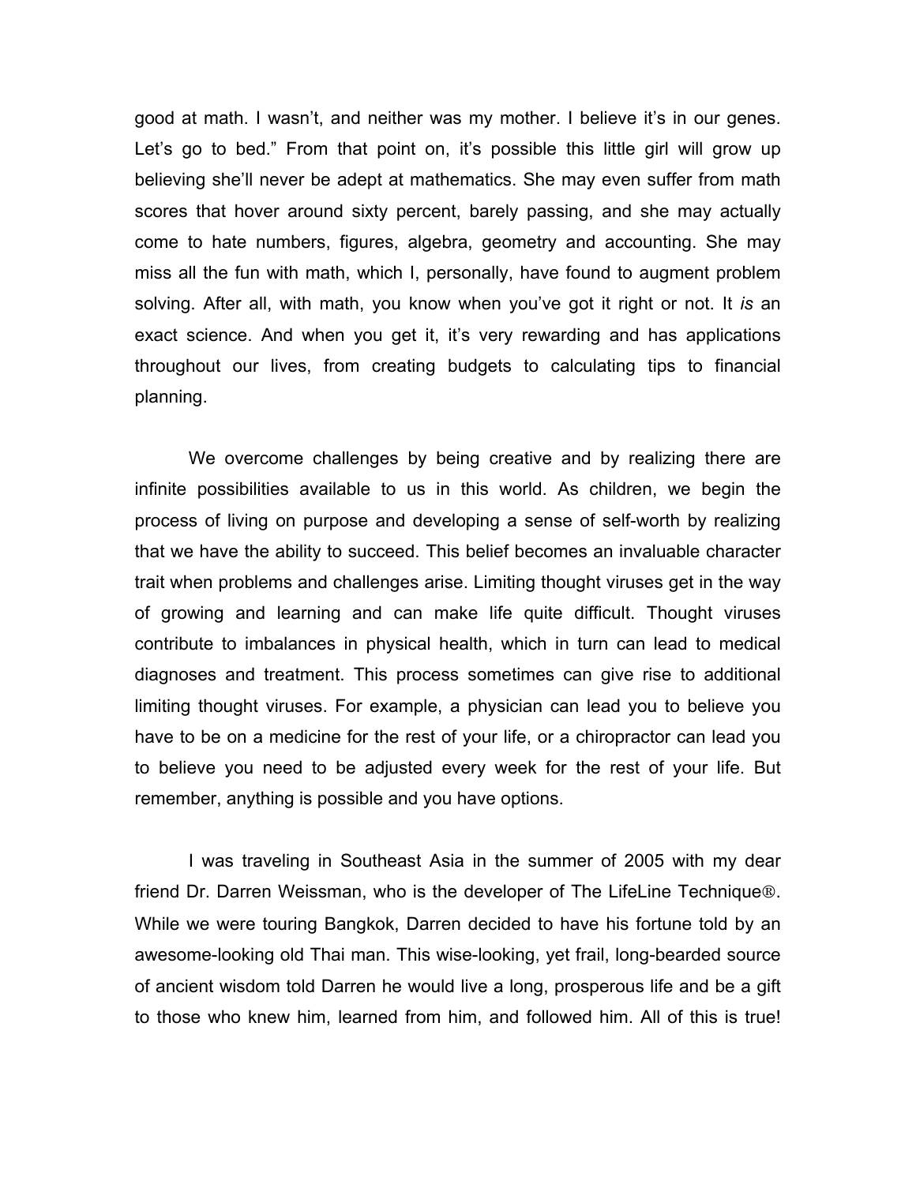good at math. I wasn't, and neither was my mother. I believe it's in our genes. Let's go to bed." From that point on, it's possible this little girl will grow up believing she'll never be adept at mathematics. She may even suffer from math scores that hover around sixty percent, barely passing, and she may actually come to hate numbers, figures, algebra, geometry and accounting. She may miss all the fun with math, which I, personally, have found to augment problem solving. After all, with math, you know when you've got it right or not. It *is* an exact science. And when you get it, it's very rewarding and has applications throughout our lives, from creating budgets to calculating tips to financial planning.

We overcome challenges by being creative and by realizing there are infinite possibilities available to us in this world. As children, we begin the process of living on purpose and developing a sense of self-worth by realizing that we have the ability to succeed. This belief becomes an invaluable character trait when problems and challenges arise. Limiting thought viruses get in the way of growing and learning and can make life quite difficult. Thought viruses contribute to imbalances in physical health, which in turn can lead to medical diagnoses and treatment. This process sometimes can give rise to additional limiting thought viruses. For example, a physician can lead you to believe you have to be on a medicine for the rest of your life, or a chiropractor can lead you to believe you need to be adjusted every week for the rest of your life. But remember, anything is possible and you have options.

I was traveling in Southeast Asia in the summer of 2005 with my dear friend Dr. Darren Weissman, who is the developer of The LifeLine Technique®. While we were touring Bangkok, Darren decided to have his fortune told by an awesome-looking old Thai man. This wise-looking, yet frail, long-bearded source of ancient wisdom told Darren he would live a long, prosperous life and be a gift to those who knew him, learned from him, and followed him. All of this is true!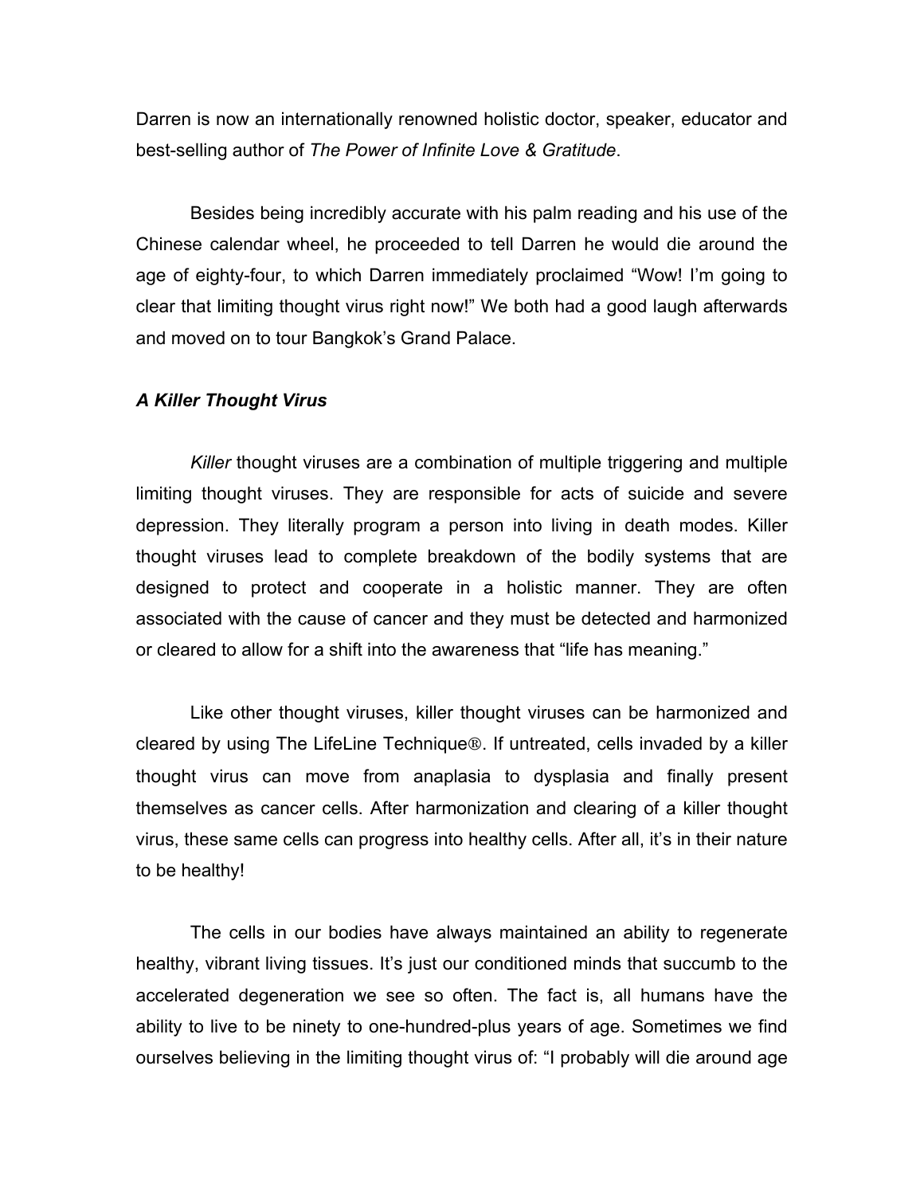Darren is now an internationally renowned holistic doctor, speaker, educator and best-selling author of *The Power of Infinite Love & Gratitude*.

Besides being incredibly accurate with his palm reading and his use of the Chinese calendar wheel, he proceeded to tell Darren he would die around the age of eighty-four, to which Darren immediately proclaimed "Wow! I'm going to clear that limiting thought virus right now!" We both had a good laugh afterwards and moved on to tour Bangkok's Grand Palace.

### *A Killer Thought Virus*

*Killer* thought viruses are a combination of multiple triggering and multiple limiting thought viruses. They are responsible for acts of suicide and severe depression. They literally program a person into living in death modes. Killer thought viruses lead to complete breakdown of the bodily systems that are designed to protect and cooperate in a holistic manner. They are often associated with the cause of cancer and they must be detected and harmonized or cleared to allow for a shift into the awareness that "life has meaning."

Like other thought viruses, killer thought viruses can be harmonized and cleared by using The LifeLine Technique®. If untreated, cells invaded by a killer thought virus can move from anaplasia to dysplasia and finally present themselves as cancer cells. After harmonization and clearing of a killer thought virus, these same cells can progress into healthy cells. After all, it's in their nature to be healthy!

The cells in our bodies have always maintained an ability to regenerate healthy, vibrant living tissues. It's just our conditioned minds that succumb to the accelerated degeneration we see so often. The fact is, all humans have the ability to live to be ninety to one-hundred-plus years of age. Sometimes we find ourselves believing in the limiting thought virus of: "I probably will die around age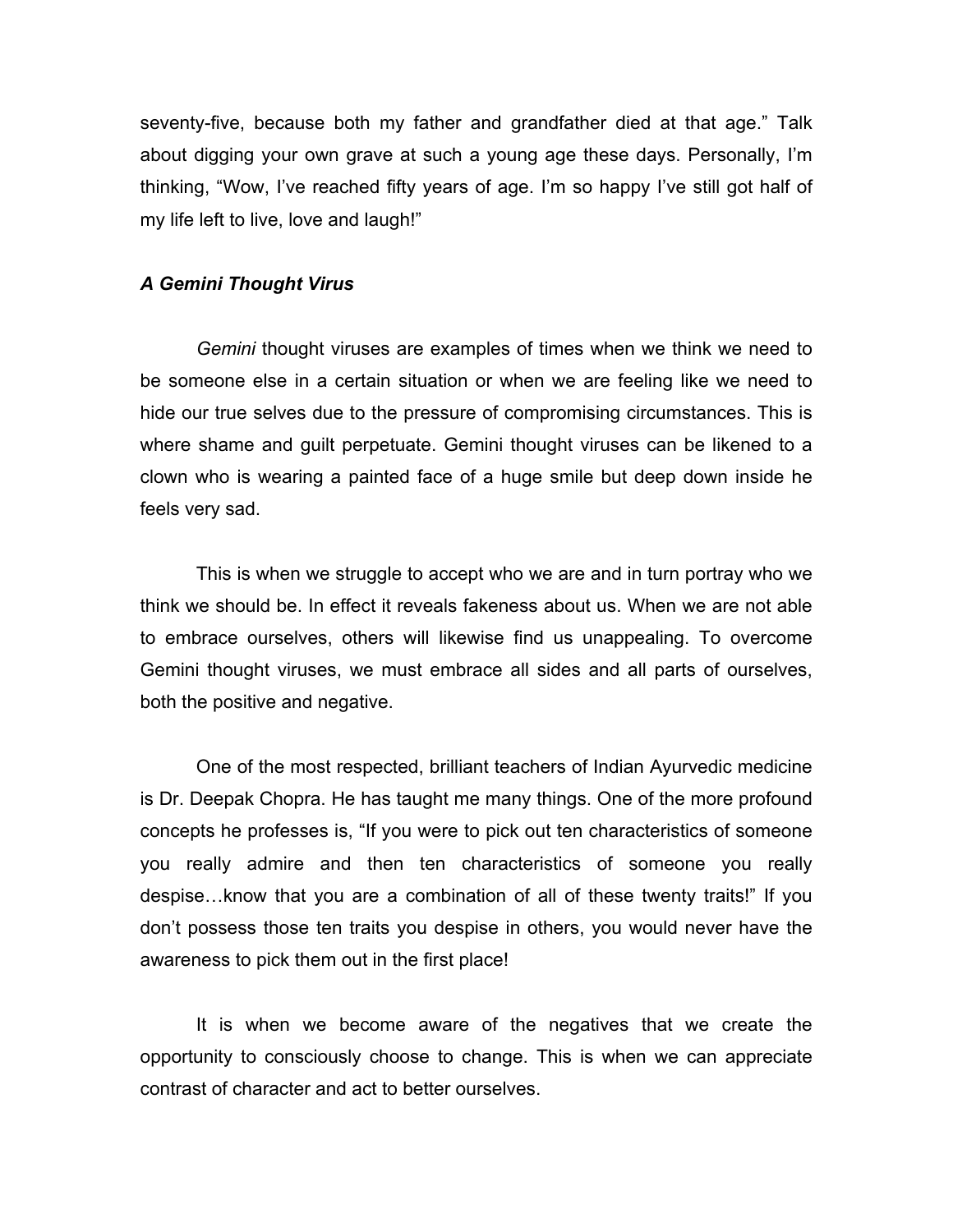seventy-five, because both my father and grandfather died at that age." Talk about digging your own grave at such a young age these days. Personally, I'm thinking, "Wow, I've reached fifty years of age. I'm so happy I've still got half of my life left to live, love and laugh!"

### *A Gemini Thought Virus*

*Gemini* thought viruses are examples of times when we think we need to be someone else in a certain situation or when we are feeling like we need to hide our true selves due to the pressure of compromising circumstances. This is where shame and guilt perpetuate. Gemini thought viruses can be likened to a clown who is wearing a painted face of a huge smile but deep down inside he feels very sad.

This is when we struggle to accept who we are and in turn portray who we think we should be. In effect it reveals fakeness about us. When we are not able to embrace ourselves, others will likewise find us unappealing. To overcome Gemini thought viruses, we must embrace all sides and all parts of ourselves, both the positive and negative.

One of the most respected, brilliant teachers of Indian Ayurvedic medicine is Dr. Deepak Chopra. He has taught me many things. One of the more profound concepts he professes is, "If you were to pick out ten characteristics of someone you really admire and then ten characteristics of someone you really despise…know that you are a combination of all of these twenty traits!" If you don't possess those ten traits you despise in others, you would never have the awareness to pick them out in the first place!

It is when we become aware of the negatives that we create the opportunity to consciously choose to change. This is when we can appreciate contrast of character and act to better ourselves.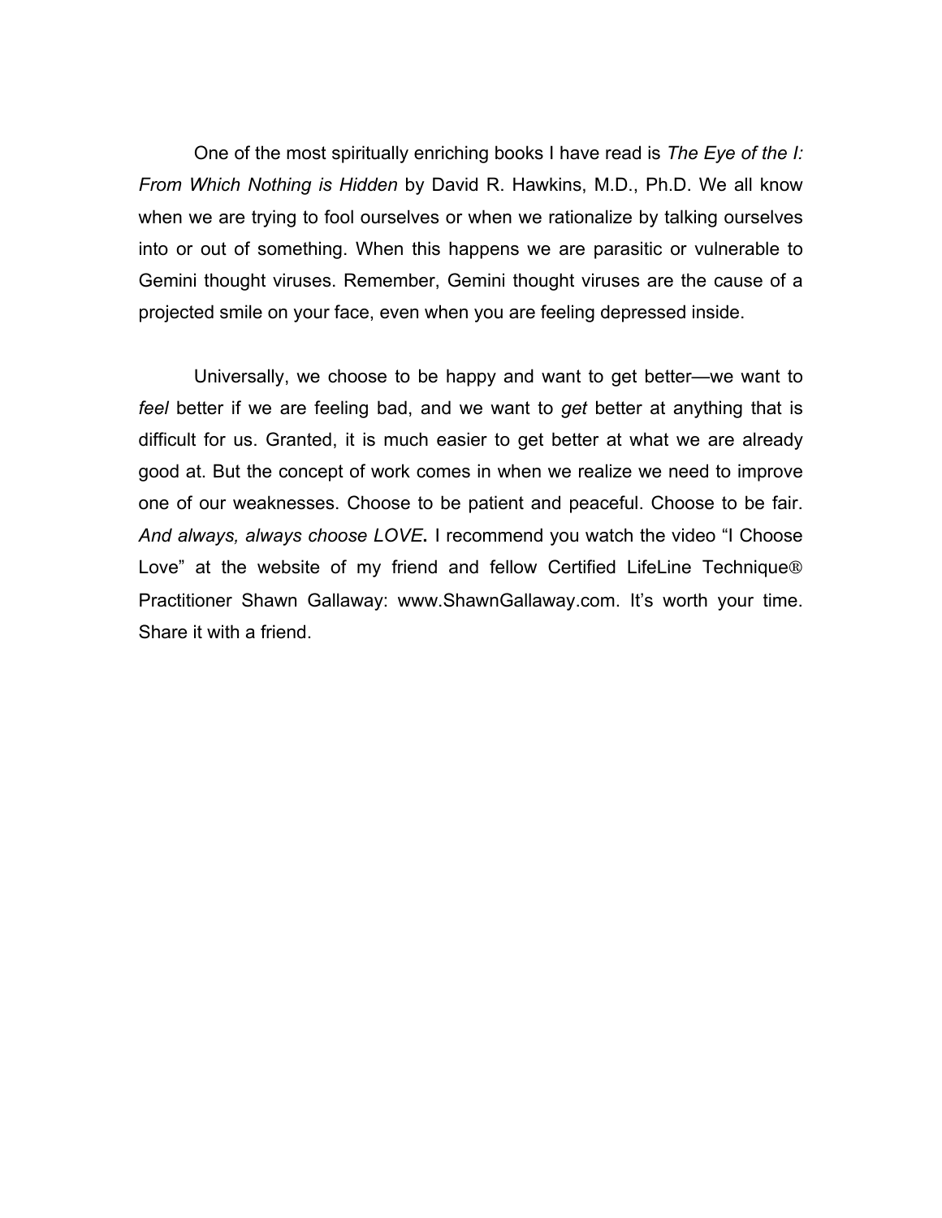One of the most spiritually enriching books I have read is *The Eye of the I: From Which Nothing is Hidden* by David R. Hawkins, M.D., Ph.D. We all know when we are trying to fool ourselves or when we rationalize by talking ourselves into or out of something. When this happens we are parasitic or vulnerable to Gemini thought viruses. Remember, Gemini thought viruses are the cause of a projected smile on your face, even when you are feeling depressed inside.

Universally, we choose to be happy and want to get better—we want to *feel* better if we are feeling bad, and we want to *get* better at anything that is difficult for us. Granted, it is much easier to get better at what we are already good at. But the concept of work comes in when we realize we need to improve one of our weaknesses. Choose to be patient and peaceful. Choose to be fair. *And always, always choose LOVE***.** I recommend you watch the video "I Choose Love" at the website of my friend and fellow Certified LifeLine Technique® Practitioner Shawn Gallaway: www.ShawnGallaway.com. It's worth your time. Share it with a friend.